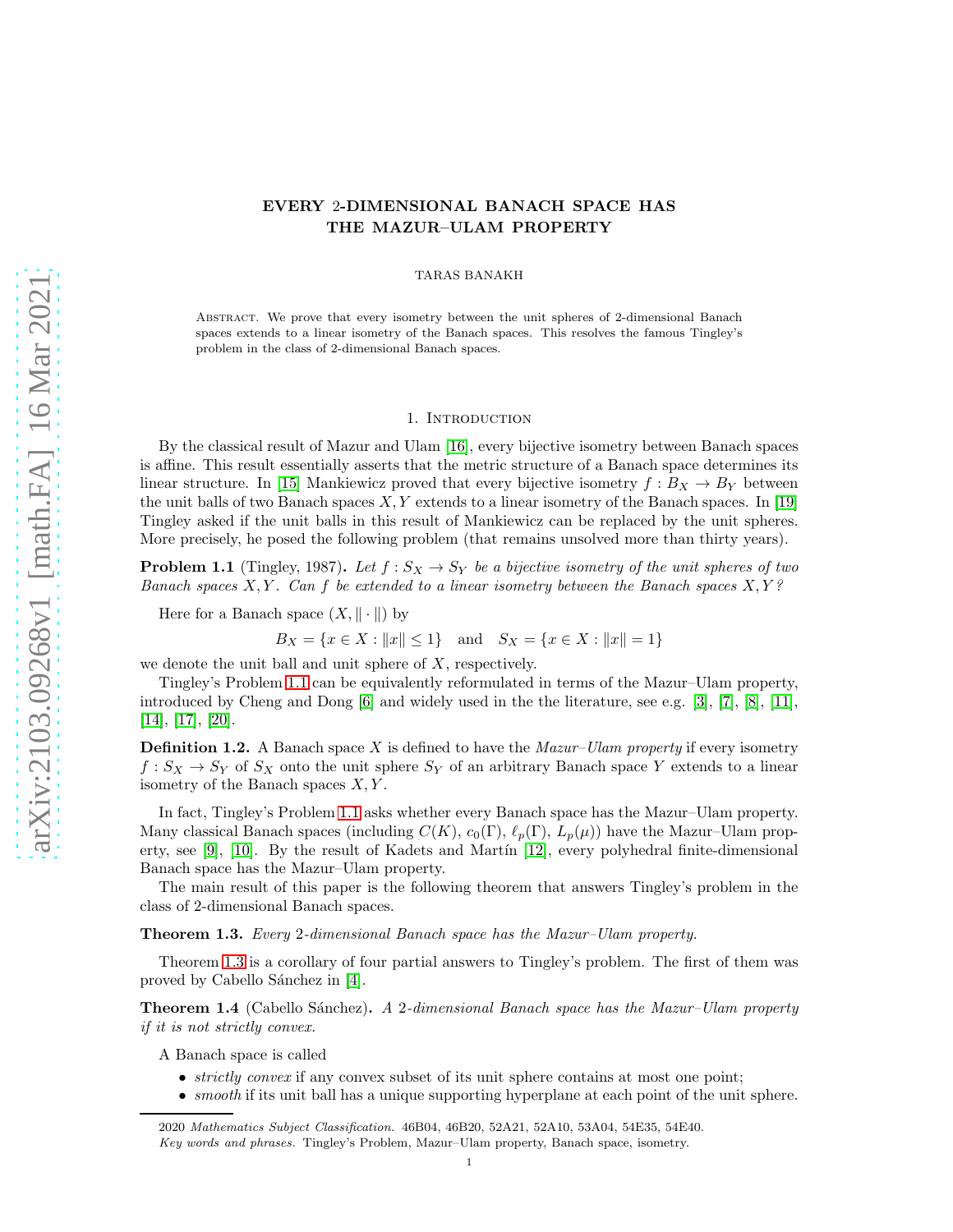# EVERY 2-DIMENSIONAL BANACH SPACE HAS THE MAZUR–ULAM PROPERTY

TARAS BANAKH

Abstract. We prove that every isometry between the unit spheres of 2-dimensional Banach spaces extends to a linear isometry of the Banach spaces. This resolves the famous Tingley's problem in the class of 2-dimensional Banach spaces.

## 1. Introduction

By the classical result of Mazur and Ulam [16], every bijective isometry between Banach spaces is affine. This result essentially asserts that the metric structure of a Banach space determines its linear structure. In [15] Mankiewicz proved that every bijective isometry $f : B_X \to B_Y$ between the unit balls of two Banach spaces $X, Y$ extends to a linear isometry of the Banach spaces. In [19] Tingley asked if the unit balls in this result of Mankiewicz can be replaced by the unit spheres. More precisely, he posed the following problem (that remains unsolved more than thirty years).

**Problem 1.1** (Tingley, 1987). *Let $f : S_X \to S_Y$ be a bijective isometry of the unit spheres of two Banach spaces $X, Y$. Can $f$ be extended to a linear isometry between the Banach spaces $X, Y$?*

Here for a Banach space $(X, \|\cdot\|)$ by

$$B_X = \{x \in X : \|x\| \le 1\} \quad \text{and} \quad S_X = \{x \in X : \|x\| = 1\}$$

we denote the unit ball and unit sphere of $X$, respectively.

Tingley's Problem 1.1 can be equivalently reformulated in terms of the Mazur–Ulam property, introduced by Cheng and Dong [6] and widely used in the the literature, see e.g. [3], [7], [8], [11], [14], [17], [20].

**Definition 1.2.** A Banach space $X$ is defined to have the *Mazur–Ulam property* if every isometry $f : S_X \to S_Y$ of $S_X$ onto the unit sphere $S_Y$ of an arbitrary Banach space $Y$ extends to a linear isometry of the Banach spaces $X, Y$.

In fact, Tingley's Problem 1.1 asks whether every Banach space has the Mazur–Ulam property. Many classical Banach spaces (including $C(K)$, $c_0(\Gamma)$, $\ell_p(\Gamma)$, $L_p(\mu)$) have the Mazur–Ulam property, see [9], [10]. By the result of Kadets and Martín [12], every polyhedral finite-dimensional Banach space has the Mazur–Ulam property.

The main result of this paper is the following theorem that answers Tingley's problem in the class of 2-dimensional Banach spaces.

**Theorem 1.3.** *Every 2-dimensional Banach space has the Mazur–Ulam property.*

Theorem 1.3 is a corollary of four partial answers to Tingley's problem. The first of them was proved by Cabello Sánchez in [4].

**Theorem 1.4** (Cabello Sánchez). *A 2-dimensional Banach space has the Mazur–Ulam property if it is not strictly convex.*

A Banach space is called

- *strictly convex* if any convex subset of its unit sphere contains at most one point;
- *smooth* if its unit ball has a unique supporting hyperplane at each point of the unit sphere.

2020 *Mathematics Subject Classification.* 46B04, 46B20, 52A21, 52A10, 53A04, 54E35, 54E40.

*Key words and phrases.* Tingley's Problem, Mazur–Ulam property, Banach space, isometry.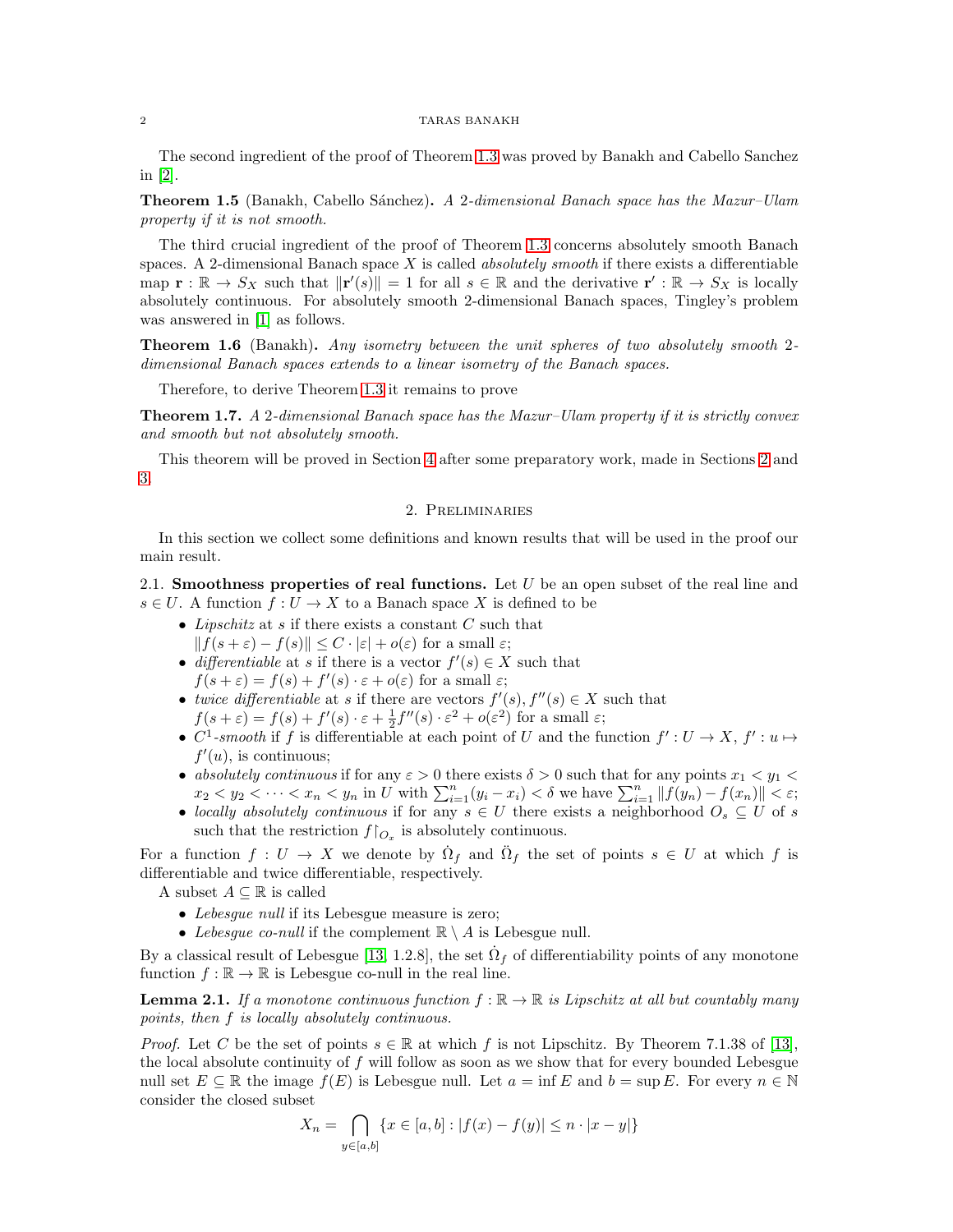The second ingredient of the proof of Theorem 1.3 was proved by Banakh and Cabello Sanchez in [2].

**Theorem 1.5** (Banakh, Cabello Sánchez)**.** *A 2-dimensional Banach space has the Mazur–Ulam property if it is not smooth.*

The third crucial ingredient of the proof of Theorem 1.3 concerns absolutely smooth Banach spaces. A 2-dimensional Banach space $X$ is called *absolutely smooth* if there exists a differentiable map $\mathbf{r} : \mathbb{R} \to S_X$ such that $\|\mathbf{r}'(s)\| = 1$ for all $s \in \mathbb{R}$ and the derivative $\mathbf{r}' : \mathbb{R} \to S_X$ is locally absolutely continuous. For absolutely smooth 2-dimensional Banach spaces, Tingley's problem was answered in [1] as follows.

**Theorem 1.6** (Banakh)**.** *Any isometry between the unit spheres of two absolutely smooth 2-dimensional Banach spaces extends to a linear isometry of the Banach spaces.*

Therefore, to derive Theorem 1.3 it remains to prove

**Theorem 1.7.** *A 2-dimensional Banach space has the Mazur–Ulam property if it is strictly convex and smooth but not absolutely smooth.*

This theorem will be proved in Section 4 after some preparatory work, made in Sections 2 and 3.

## 2. Preliminaries

In this section we collect some definitions and known results that will be used in the proof our main result.

2.1. **Smoothness properties of real functions.** Let $U$ be an open subset of the real line and $s \in U$. A function $f : U \to X$ to a Banach space $X$ is defined to be

- *Lipschitz* at $s$ if there exists a constant $C$ such that $\|f(s+\varepsilon) - f(s)\| \le C \cdot |\varepsilon| + o(\varepsilon)$ for a small $\varepsilon$;
- *differentiable* at $s$ if there is a vector $f'(s) \in X$ such that $f(s+\varepsilon) = f(s) + f'(s) \cdot \varepsilon + o(\varepsilon)$ for a small $\varepsilon$;
- *twice differentiable* at $s$ if there are vectors $f'(s), f''(s) \in X$ such that $f(s+\varepsilon) = f(s) + f'(s) \cdot \varepsilon + \frac{1}{2} f''(s) \cdot \varepsilon^2 + o(\varepsilon^2)$ for a small $\varepsilon$;
- *$C^1$-smooth* if $f$ is differentiable at each point of $U$ and the function $f' : U \to X$, $f' : u \mapsto f'(u)$, is continuous;
- *absolutely continuous* if for any $\varepsilon > 0$ there exists $\delta > 0$ such that for any points $x_1 < y_1 < x_2 < y_2 < \dots < x_n < y_n$ in $U$ with $\sum_{i=1}^n (y_i - x_i) < \delta$ we have $\sum_{i=1}^n \|f(y_n) - f(x_n)\| < \varepsilon$;
- *locally absolutely continuous* if for any $s \in U$ there exists a neighborhood $O_s \subseteq U$ of $s$ such that the restriction $f{\restriction}_{O_x}$ is absolutely continuous.

For a function $f : U \to X$ we denote by $\dot{\Omega}_f$ and $\ddot{\Omega}_f$ the set of points $s \in U$ at which $f$ is differentiable and twice differentiable, respectively.

A subset $A \subseteq \mathbb{R}$ is called

- *Lebesgue null* if its Lebesgue measure is zero;
- *Lebesgue co-null* if the complement $\mathbb{R} \setminus A$ is Lebesgue null.

By a classical result of Lebesgue [13, 1.2.8], the set $\dot{\Omega}_f$ of differentiability points of any monotone function $f : \mathbb{R} \to \mathbb{R}$ is Lebesgue co-null in the real line.

**Lemma 2.1.** *If a monotone continuous function $f : \mathbb{R} \to \mathbb{R}$ is Lipschitz at all but countably many points, then $f$ is locally absolutely continuous.*

*Proof.* Let $C$ be the set of points $s \in \mathbb{R}$ at which $f$ is not Lipschitz. By Theorem 7.1.38 of [13], the local absolute continuity of $f$ will follow as soon as we show that for every bounded Lebesgue null set $E \subseteq \mathbb{R}$ the image $f(E)$ is Lebesgue null. Let $a = \inf E$ and $b = \sup E$. For every $n \in \mathbb{N}$ consider the closed subset

$$X_n = \bigcap_{y \in [a,b]} \{x \in [a,b] : |f(x) - f(y)| \le n \cdot |x - y|\}$$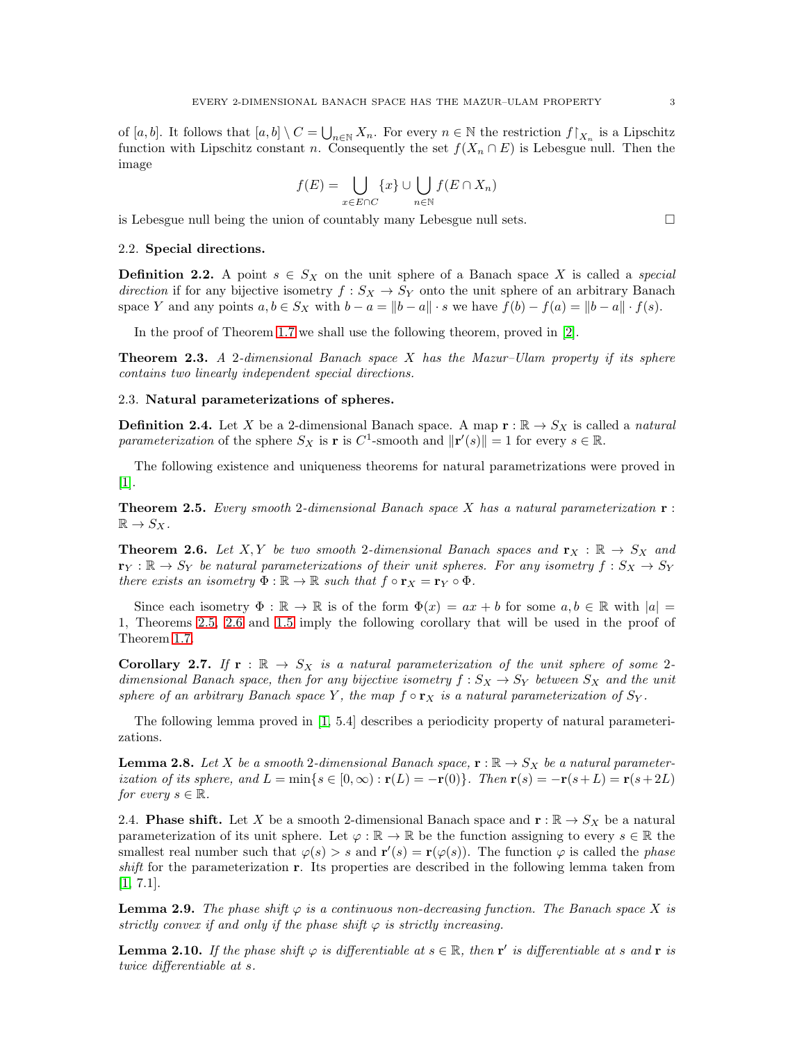of $[a,b]$. It follows that $[a,b] \setminus C = \bigcup_{n\in\mathbb{N}} X_n$. For every $n \in \mathbb{N}$ the restriction $f{\restriction}_{X_n}$ is a Lipschitz function with Lipschitz constant $n$. Consequently the set $f(X_n \cap E)$ is Lebesgue null. Then the image

$$f(E) = \bigcup_{x\in E\cap C} \{x\} \cup \bigcup_{n\in\mathbb{N}} f(E \cap X_n)$$

is Lebesgue null being the union of countably many Lebesgue null sets. □

### 2.2. Special directions.

**Definition 2.2.** A point $s \in S_X$ on the unit sphere of a Banach space $X$ is called a *special direction* if for any bijective isometry $f : S_X \to S_Y$ onto the unit sphere of an arbitrary Banach space $Y$ and any points $a, b \in S_X$ with $b - a = \|b - a\| \cdot s$ we have $f(b) - f(a) = \|b - a\| \cdot f(s)$.

In the proof of Theorem 1.7 we shall use the following theorem, proved in [2].

**Theorem 2.3.** *A 2-dimensional Banach space $X$ has the Mazur–Ulam property if its sphere contains two linearly independent special directions.*

### 2.3. Natural parameterizations of spheres.

**Definition 2.4.** Let $X$ be a 2-dimensional Banach space. A map $\mathbf{r} : \mathbb{R} \to S_X$ is called a *natural parameterization* of the sphere $S_X$ is $\mathbf{r}$ is $C^1$-smooth and $\|\mathbf{r}'(s)\| = 1$ for every $s \in \mathbb{R}$.

The following existence and uniqueness theorems for natural parametrizations were proved in [1].

**Theorem 2.5.** *Every smooth 2-dimensional Banach space $X$ has a natural parameterization $\mathbf{r} : \mathbb{R} \to S_X$.*

**Theorem 2.6.** *Let $X, Y$ be two smooth 2-dimensional Banach spaces and $\mathbf{r}_X : \mathbb{R} \to S_X$ and $\mathbf{r}_Y : \mathbb{R} \to S_Y$ be natural parameterizations of their unit spheres. For any isometry $f : S_X \to S_Y$ there exists an isometry $\Phi : \mathbb{R} \to \mathbb{R}$ such that $f \circ \mathbf{r}_X = \mathbf{r}_Y \circ \Phi$.*

Since each isometry $\Phi : \mathbb{R} \to \mathbb{R}$ is of the form $\Phi(x) = ax + b$ for some $a, b \in \mathbb{R}$ with $|a| = 1$, Theorems 2.5, 2.6 and 1.5 imply the following corollary that will be used in the proof of Theorem 1.7.

**Corollary 2.7.** *If $\mathbf{r} : \mathbb{R} \to S_X$ is a natural parameterization of the unit sphere of some 2-dimensional Banach space, then for any bijective isometry $f : S_X \to S_Y$ between $S_X$ and the unit sphere of an arbitrary Banach space $Y$, the map $f \circ \mathbf{r}_X$ is a natural parameterization of $S_Y$.*

The following lemma proved in [1, 5.4] describes a periodicity property of natural parameterizations.

**Lemma 2.8.** *Let $X$ be a smooth 2-dimensional Banach space, $\mathbf{r} : \mathbb{R} \to S_X$ be a natural parameterization of its sphere, and $L = \min\{s \in [0, \infty) : \mathbf{r}(L) = -\mathbf{r}(0)\}$. Then $\mathbf{r}(s) = -\mathbf{r}(s + L) = \mathbf{r}(s + 2L)$ for every $s \in \mathbb{R}$.*

**2.4. Phase shift.** Let $X$ be a smooth 2-dimensional Banach space and $\mathbf{r} : \mathbb{R} \to S_X$ be a natural parameterization of its unit sphere. Let $\varphi : \mathbb{R} \to \mathbb{R}$ be the function assigning to every $s \in \mathbb{R}$ the smallest real number such that $\varphi(s) > s$ and $\mathbf{r}'(s) = \mathbf{r}(\varphi(s))$. The function $\varphi$ is called the *phase shift* for the parameterization $\mathbf{r}$. Its properties are described in the following lemma taken from [1, 7.1].

**Lemma 2.9.** *The phase shift $\varphi$ is a continuous non-decreasing function. The Banach space $X$ is strictly convex if and only if the phase shift $\varphi$ is strictly increasing.*

**Lemma 2.10.** *If the phase shift $\varphi$ is differentiable at $s \in \mathbb{R}$, then $\mathbf{r}'$ is differentiable at $s$ and $\mathbf{r}$ is twice differentiable at $s$.*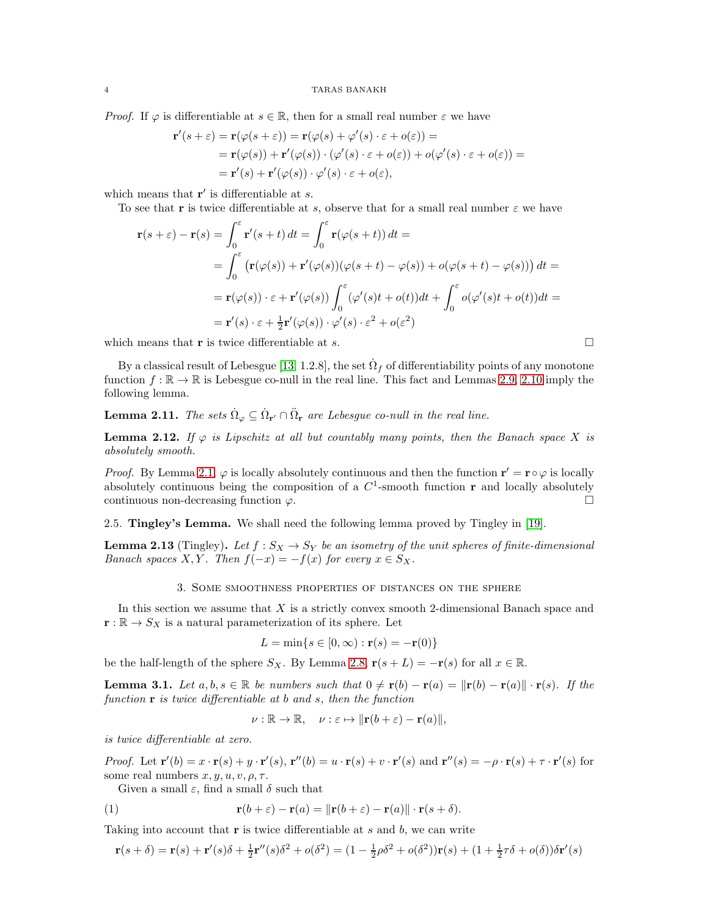*Proof.* If $\varphi$ is differentiable at $s \in \mathbb{R}$, then for a small real number $\varepsilon$ we have

$$
\begin{aligned}
\mathbf{r}'(s+\varepsilon) = \mathbf{r}(\varphi(s+\varepsilon)) &= \mathbf{r}(\varphi(s) + \varphi'(s)\cdot\varepsilon + o(\varepsilon)) = \\
&= \mathbf{r}(\varphi(s)) + \mathbf{r}'(\varphi(s))\cdot(\varphi'(s)\cdot\varepsilon + o(\varepsilon)) + o(\varphi'(s)\cdot\varepsilon + o(\varepsilon)) = \\
&= \mathbf{r}'(s) + \mathbf{r}'(\varphi(s))\cdot\varphi'(s)\cdot\varepsilon + o(\varepsilon),
\end{aligned}
$$

which means that $\mathbf{r}'$ is differentiable at $s$.

To see that $\mathbf{r}$ is twice differentiable at $s$, observe that for a small real number $\varepsilon$ we have

$$
\begin{aligned}
\mathbf{r}(s+\varepsilon) - \mathbf{r}(s) &= \int_0^\varepsilon \mathbf{r}'(s+t)\,dt = \int_0^\varepsilon \mathbf{r}(\varphi(s+t))\,dt = \\
&= \int_0^\varepsilon \big(\mathbf{r}(\varphi(s)) + \mathbf{r}'(\varphi(s))(\varphi(s+t)-\varphi(s)) + o(\varphi(s+t)-\varphi(s))\big)\,dt = \\
&= \mathbf{r}(\varphi(s))\cdot\varepsilon + \mathbf{r}'(\varphi(s))\int_0^\varepsilon (\varphi'(s)t + o(t))dt + \int_0^\varepsilon o(\varphi'(s)t + o(t))dt = \\
&= \mathbf{r}'(s)\cdot\varepsilon + \tfrac{1}{2}\mathbf{r}'(\varphi(s))\cdot\varphi'(s)\cdot\varepsilon^2 + o(\varepsilon^2)
\end{aligned}
$$

which means that $\mathbf{r}$ is twice differentiable at $s$. □

By a classical result of Lebesgue [13, 1.2.8], the set $\dot\Omega_f$ of differentiability points of any monotone function $f : \mathbb{R} \to \mathbb{R}$ is Lebesgue co-null in the real line. This fact and Lemmas 2.9, 2.10 imply the following lemma.

**Lemma 2.11.** *The sets $\dot\Omega_\varphi \subseteq \dot\Omega_{\mathbf{r}'} \cap \ddot\Omega_{\mathbf{r}}$ are Lebesgue co-null in the real line.*

**Lemma 2.12.** *If $\varphi$ is Lipschitz at all but countably many points, then the Banach space $X$ is absolutely smooth.*

*Proof.* By Lemma 2.1, $\varphi$ is locally absolutely continuous and then the function $\mathbf{r}' = \mathbf{r}\circ\varphi$ is locally absolutely continuous being the composition of a $C^1$-smooth function $\mathbf{r}$ and locally absolutely continuous non-decreasing function $\varphi$. □

2.5. **Tingley's Lemma.** We shall need the following lemma proved by Tingley in [19].

**Lemma 2.13** (Tingley). *Let $f : S_X \to S_Y$ be an isometry of the unit spheres of finite-dimensional Banach spaces $X, Y$. Then $f(-x) = -f(x)$ for every $x \in S_X$.*

## 3. Some smoothness properties of distances on the sphere

In this section we assume that $X$ is a strictly convex smooth 2-dimensional Banach space and $\mathbf{r} : \mathbb{R} \to S_X$ is a natural parameterization of its sphere. Let

$$L = \min\{s \in [0,\infty) : \mathbf{r}(s) = -\mathbf{r}(0)\}$$

be the half-length of the sphere $S_X$. By Lemma 2.8, $\mathbf{r}(s+L) = -\mathbf{r}(s)$ for all $x \in \mathbb{R}$.

**Lemma 3.1.** *Let $a, b, s \in \mathbb{R}$ be numbers such that $0 \neq \mathbf{r}(b) - \mathbf{r}(a) = \|\mathbf{r}(b) - \mathbf{r}(a)\| \cdot \mathbf{r}(s)$. If the function $\mathbf{r}$ is twice differentiable at $b$ and $s$, then the function*

$$\nu : \mathbb{R} \to \mathbb{R}, \quad \nu : \varepsilon \mapsto \|\mathbf{r}(b+\varepsilon) - \mathbf{r}(a)\|,$$

*is twice differentiable at zero.*

*Proof.* Let $\mathbf{r}'(b) = x\cdot\mathbf{r}(s) + y\cdot\mathbf{r}'(s)$, $\mathbf{r}''(b) = u\cdot\mathbf{r}(s) + v\cdot\mathbf{r}'(s)$ and $\mathbf{r}''(s) = -\rho\cdot\mathbf{r}(s) + \tau\cdot\mathbf{r}'(s)$ for some real numbers $x, y, u, v, \rho, \tau$.

Given a small $\varepsilon$, find a small $\delta$ such that

$$\mathbf{r}(b+\varepsilon) - \mathbf{r}(a) = \|\mathbf{r}(b+\varepsilon) - \mathbf{r}(a)\| \cdot \mathbf{r}(s+\delta). \tag{1}$$

Taking into account that $\mathbf{r}$ is twice differentiable at $s$ and $b$, we can write

$$\mathbf{r}(s+\delta) = \mathbf{r}(s) + \mathbf{r}'(s)\delta + \tfrac{1}{2}\mathbf{r}''(s)\delta^2 + o(\delta^2) = (1 - \tfrac{1}{2}\rho\delta^2 + o(\delta^2))\mathbf{r}(s) + (1 + \tfrac{1}{2}\tau\delta + o(\delta))\delta\mathbf{r}'(s)$$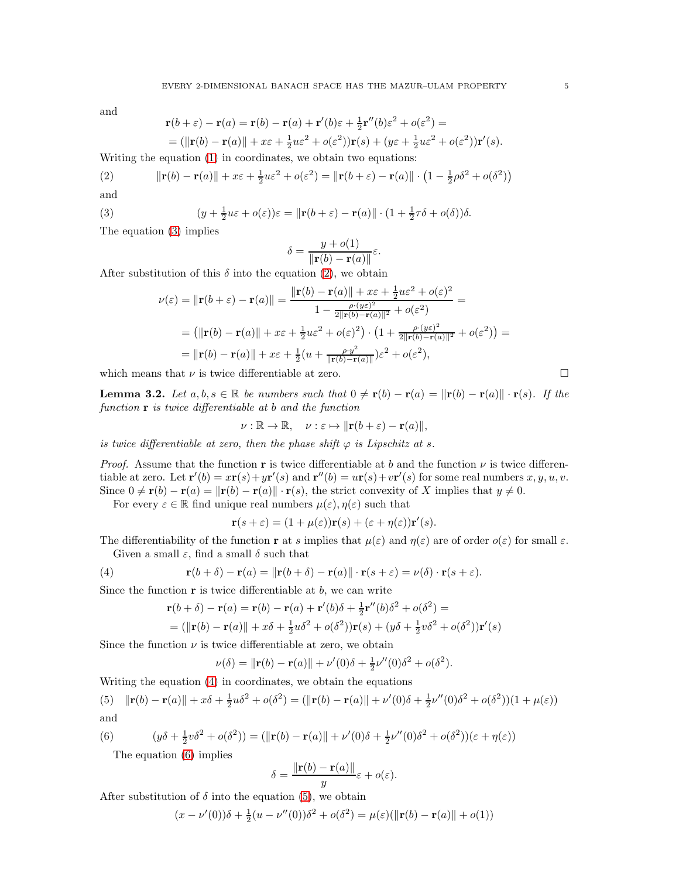and

$$\mathbf{r}(b+\varepsilon)-\mathbf{r}(a)=\mathbf{r}(b)-\mathbf{r}(a)+\mathbf{r}'(b)\varepsilon+\tfrac{1}{2}\mathbf{r}''(b)\varepsilon^2+o(\varepsilon^2)=$$
$$=(\|\mathbf{r}(b)-\mathbf{r}(a)\|+x\varepsilon+\tfrac{1}{2}u\varepsilon^2+o(\varepsilon^2))\mathbf{r}(s)+(y\varepsilon+\tfrac{1}{2}u\varepsilon^2+o(\varepsilon^2))\mathbf{r}'(s).$$

Writing the equation (1) in coordinates, we obtain two equations:

$$\|\mathbf{r}(b)-\mathbf{r}(a)\|+x\varepsilon+\tfrac{1}{2}u\varepsilon^2+o(\varepsilon^2)=\|\mathbf{r}(b+\varepsilon)-\mathbf{r}(a)\|\cdot\big(1-\tfrac{1}{2}\rho\delta^2+o(\delta^2)\big) \tag{2}$$

and

$$(y+\tfrac{1}{2}u\varepsilon+o(\varepsilon))\varepsilon=\|\mathbf{r}(b+\varepsilon)-\mathbf{r}(a)\|\cdot(1+\tfrac{1}{2}\tau\delta+o(\delta))\delta. \tag{3}$$

The equation (3) implies

$$\delta=\frac{y+o(1)}{\|\mathbf{r}(b)-\mathbf{r}(a)\|}\varepsilon.$$

After substitution of this $\delta$ into the equation (2), we obtain

$$\nu(\varepsilon)=\|\mathbf{r}(b+\varepsilon)-\mathbf{r}(a)\|=\frac{\|\mathbf{r}(b)-\mathbf{r}(a)\|+x\varepsilon+\frac{1}{2}u\varepsilon^2+o(\varepsilon)^2}{1-\frac{\rho\cdot(y\varepsilon)^2}{2\|\mathbf{r}(b)-\mathbf{r}(a)\|^2}+o(\varepsilon^2)}=$$
$$=\big(\|\mathbf{r}(b)-\mathbf{r}(a)\|+x\varepsilon+\tfrac{1}{2}u\varepsilon^2+o(\varepsilon)^2\big)\cdot\big(1+\tfrac{\rho\cdot(y\varepsilon)^2}{2\|\mathbf{r}(b)-\mathbf{r}(a)\|^2}+o(\varepsilon^2)\big)=$$
$$=\|\mathbf{r}(b)-\mathbf{r}(a)\|+x\varepsilon+\tfrac{1}{2}(u+\tfrac{\rho\cdot y^2}{\|\mathbf{r}(b)-\mathbf{r}(a)\|})\varepsilon^2+o(\varepsilon^2),$$

which means that $\nu$ is twice differentiable at zero. □

**Lemma 3.2.** *Let $a,b,s\in\mathbb{R}$ be numbers such that $0\neq\mathbf{r}(b)-\mathbf{r}(a)=\|\mathbf{r}(b)-\mathbf{r}(a)\|\cdot\mathbf{r}(s)$. If the function $\mathbf{r}$ is twice differentiable at $b$ and the function*

$$\nu:\mathbb{R}\to\mathbb{R},\quad \nu:\varepsilon\mapsto\|\mathbf{r}(b+\varepsilon)-\mathbf{r}(a)\|,$$

*is twice differentiable at zero, then the phase shift $\varphi$ is Lipschitz at $s$.*

*Proof.* Assume that the function $\mathbf{r}$ is twice differentiable at $b$ and the function $\nu$ is twice differentiable at zero. Let $\mathbf{r}'(b)=x\mathbf{r}(s)+y\mathbf{r}'(s)$ and $\mathbf{r}''(b)=u\mathbf{r}(s)+v\mathbf{r}'(s)$ for some real numbers $x,y,u,v$. Since $0\neq\mathbf{r}(b)-\mathbf{r}(a)=\|\mathbf{r}(b)-\mathbf{r}(a)\|\cdot\mathbf{r}(s)$, the strict convexity of $X$ implies that $y\neq 0$.

For every $\varepsilon\in\mathbb{R}$ find unique real numbers $\mu(\varepsilon),\eta(\varepsilon)$ such that

$$\mathbf{r}(s+\varepsilon)=(1+\mu(\varepsilon))\mathbf{r}(s)+(\varepsilon+\eta(\varepsilon))\mathbf{r}'(s).$$

The differentiability of the function $\mathbf{r}$ at $s$ implies that $\mu(\varepsilon)$ and $\eta(\varepsilon)$ are of order $o(\varepsilon)$ for small $\varepsilon$.

Given a small $\varepsilon$, find a small $\delta$ such that

$$\mathbf{r}(b+\delta)-\mathbf{r}(a)=\|\mathbf{r}(b+\delta)-\mathbf{r}(a)\|\cdot\mathbf{r}(s+\varepsilon)=\nu(\delta)\cdot\mathbf{r}(s+\varepsilon). \tag{4}$$

Since the function $\mathbf{r}$ is twice differentiable at $b$, we can write

$$\mathbf{r}(b+\delta)-\mathbf{r}(a)=\mathbf{r}(b)-\mathbf{r}(a)+\mathbf{r}'(b)\delta+\tfrac{1}{2}\mathbf{r}''(b)\delta^2+o(\delta^2)=$$
$$=(\|\mathbf{r}(b)-\mathbf{r}(a)\|+x\delta+\tfrac{1}{2}u\delta^2+o(\delta^2))\mathbf{r}(s)+(y\delta+\tfrac{1}{2}v\delta^2+o(\delta^2))\mathbf{r}'(s)$$

Since the function $\nu$ is twice differentiable at zero, we obtain

$$\nu(\delta)=\|\mathbf{r}(b)-\mathbf{r}(a)\|+\nu'(0)\delta+\tfrac{1}{2}\nu''(0)\delta^2+o(\delta^2).$$

Writing the equation (4) in coordinates, we obtain the equations

$$\|\mathbf{r}(b)-\mathbf{r}(a)\|+x\delta+\tfrac{1}{2}u\delta^2+o(\delta^2)=(\|\mathbf{r}(b)-\mathbf{r}(a)\|+\nu'(0)\delta+\tfrac{1}{2}\nu''(0)\delta^2+o(\delta^2))(1+\mu(\varepsilon)) \tag{5}$$

and

$$(y\delta+\tfrac{1}{2}v\delta^2+o(\delta^2))=(\|\mathbf{r}(b)-\mathbf{r}(a)\|+\nu'(0)\delta+\tfrac{1}{2}\nu''(0)\delta^2+o(\delta^2))(\varepsilon+\eta(\varepsilon)) \tag{6}$$

The equation (6) implies

$$\delta=\frac{\|\mathbf{r}(b)-\mathbf{r}(a)\|}{y}\varepsilon+o(\varepsilon).$$

After substitution of $\delta$ into the equation (5), we obtain

$$(x-\nu'(0))\delta+\tfrac{1}{2}(u-\nu''(0))\delta^2+o(\delta^2)=\mu(\varepsilon)(\|\mathbf{r}(b)-\mathbf{r}(a)\|+o(1))$$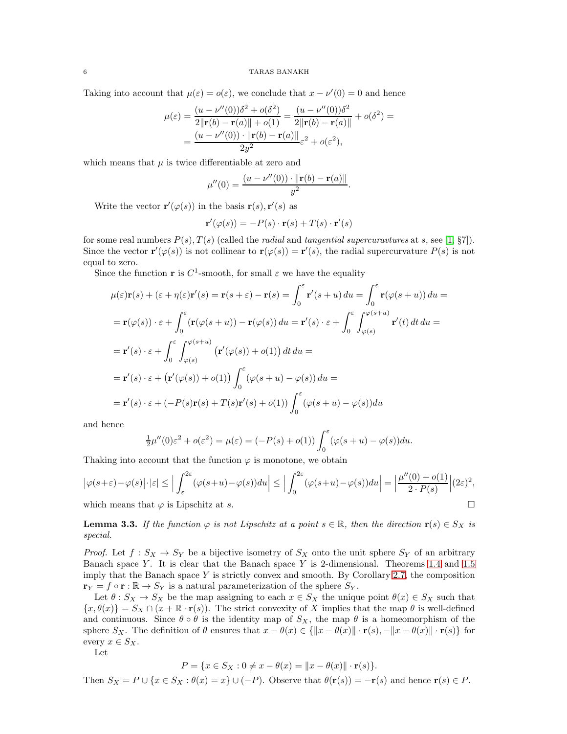Taking into account that $\mu(\varepsilon) = o(\varepsilon)$, we conclude that $x - \nu'(0) = 0$ and hence

$$\mu(\varepsilon) = \frac{(u - \nu''(0))\delta^2 + o(\delta^2)}{2\|\mathbf{r}(b) - \mathbf{r}(a)\| + o(1)} = \frac{(u - \nu''(0))\delta^2}{2\|\mathbf{r}(b) - \mathbf{r}(a)\|} + o(\delta^2) =$$
$$= \frac{(u - \nu''(0)) \cdot \|\mathbf{r}(b) - \mathbf{r}(a)\|}{2y^2}\varepsilon^2 + o(\varepsilon^2),$$

which means that $\mu$ is twice differentiable at zero and

$$\mu''(0) = \frac{(u - \nu''(0)) \cdot \|\mathbf{r}(b) - \mathbf{r}(a)\|}{y^2}.$$

Write the vector $\mathbf{r}'(\varphi(s))$ in the basis $\mathbf{r}(s), \mathbf{r}'(s)$ as

$$\mathbf{r}'(\varphi(s)) = -P(s) \cdot \mathbf{r}(s) + T(s) \cdot \mathbf{r}'(s)$$

for some real numbers $P(s), T(s)$ (called the *radial* and *tangential supercuravtures* at $s$, see [1, §7]). Since the vector $\mathbf{r}'(\varphi(s))$ is not collinear to $\mathbf{r}(\varphi(s)) = \mathbf{r}'(s)$, the radial supercurvature $P(s)$ is not equal to zero.

Since the function $\mathbf{r}$ is $C^1$-smooth, for small $\varepsilon$ we have the equality

$$\begin{aligned}
&\mu(\varepsilon)\mathbf{r}(s) + (\varepsilon + \eta(\varepsilon)\mathbf{r}'(s) = \mathbf{r}(s+\varepsilon) - \mathbf{r}(s) = \int_0^\varepsilon \mathbf{r}'(s+u)\,du = \int_0^\varepsilon \mathbf{r}(\varphi(s+u))\,du = \\
&= \mathbf{r}(\varphi(s)) \cdot \varepsilon + \int_0^\varepsilon \big(\mathbf{r}(\varphi(s+u)) - \mathbf{r}(\varphi(s))\big)\,du = \mathbf{r}'(s) \cdot \varepsilon + \int_0^\varepsilon \int_{\varphi(s)}^{\varphi(s+u)} \mathbf{r}'(t)\,dt\,du = \\
&= \mathbf{r}'(s) \cdot \varepsilon + \int_0^\varepsilon \int_{\varphi(s)}^{\varphi(s+u)} \big(\mathbf{r}'(\varphi(s)) + o(1)\big)\,dt\,du = \\
&= \mathbf{r}'(s) \cdot \varepsilon + \big(\mathbf{r}'(\varphi(s)) + o(1)\big) \int_0^\varepsilon (\varphi(s+u) - \varphi(s))\,du = \\
&= \mathbf{r}'(s) \cdot \varepsilon + (-P(s)\mathbf{r}(s) + T(s)\mathbf{r}'(s) + o(1)) \int_0^\varepsilon (\varphi(s+u) - \varphi(s))du
\end{aligned}$$

and hence

$$\tfrac{1}{2}\mu''(0)\varepsilon^2 + o(\varepsilon^2) = \mu(\varepsilon) = (-P(s) + o(1)) \int_0^\varepsilon (\varphi(s+u) - \varphi(s))du.$$

Thaking into account that the function $\varphi$ is monotone, we obtain

$$\big|\varphi(s+\varepsilon) - \varphi(s)\big| \cdot |\varepsilon| \le \Big| \int_\varepsilon^{2\varepsilon} (\varphi(s+u) - \varphi(s))du\Big| \le \Big| \int_0^{2\varepsilon} (\varphi(s+u) - \varphi(s))du\Big| = \Big|\frac{\mu''(0) + o(1)}{2 \cdot P(s)}\Big|(2\varepsilon)^2,$$

which means that $\varphi$ is Lipschitz at $s$. $\square$

**Lemma 3.3.** *If the function $\varphi$ is not Lipschitz at a point $s \in \mathbb{R}$, then the direction $\mathbf{r}(s) \in S_X$ is special.*

*Proof.* Let $f : S_X \to S_Y$ be a bijective isometry of $S_X$ onto the unit sphere $S_Y$ of an arbitrary Banach space $Y$. It is clear that the Banach space $Y$ is 2-dimensional. Theorems 1.4 and 1.5 imply that the Banach space $Y$ is strictly convex and smooth. By Corollary 2.7, the composition $\mathbf{r}_Y = f \circ \mathbf{r} : \mathbb{R} \to S_Y$ is a natural parameterization of the sphere $S_Y$.

Let $\theta : S_X \to S_X$ be the map assigning to each $x \in S_X$ the unique point $\theta(x) \in S_X$ such that $\{x, \theta(x)\} = S_X \cap (x + \mathbb{R} \cdot \mathbf{r}(s))$. The strict convexity of $X$ implies that the map $\theta$ is well-defined and continuous. Since $\theta \circ \theta$ is the identity map of $S_X$, the map $\theta$ is a homeomorphism of the sphere $S_X$. The definition of $\theta$ ensures that $x - \theta(x) \in \{\|x - \theta(x)\| \cdot \mathbf{r}(s), -\|x - \theta(x)\| \cdot \mathbf{r}(s)\}$ for every $x \in S_X$.

Let

$$P = \{x \in S_X : 0 \ne x - \theta(x) = \|x - \theta(x)\| \cdot \mathbf{r}(s)\}.$$

Then $S_X = P \cup \{x \in S_X : \theta(x) = x\} \cup (-P)$. Observe that $\theta(\mathbf{r}(s)) = -\mathbf{r}(s)$ and hence $\mathbf{r}(s) \in P$.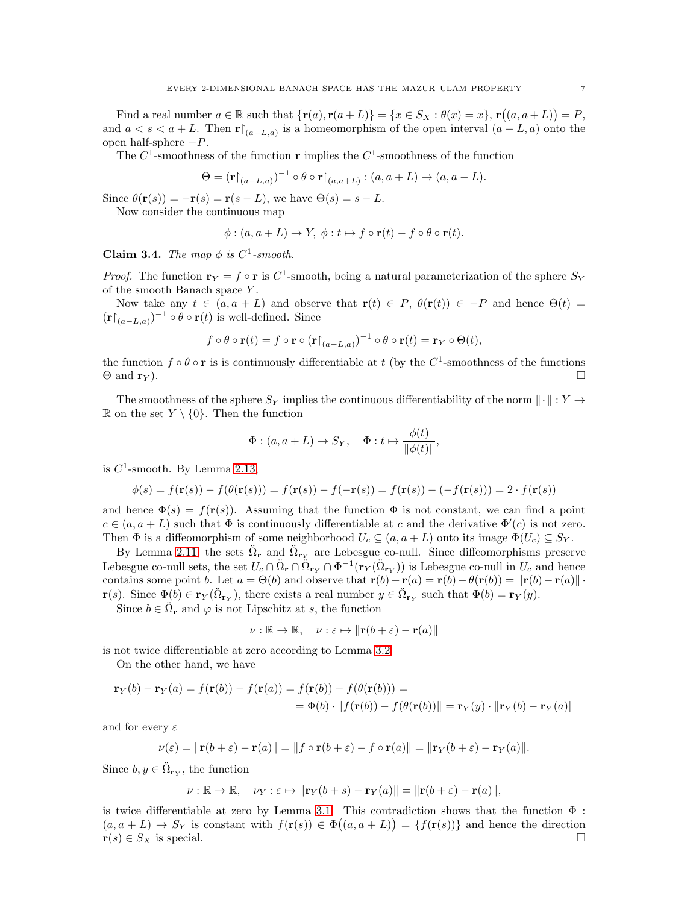Find a real number $a \in \mathbb{R}$ such that $\{\mathbf{r}(a), \mathbf{r}(a+L)\} = \{x \in S_X : \theta(x) = x\}$, $\mathbf{r}\big((a, a+L)\big) = P$, and $a < s < a+L$. Then $\mathbf{r}{\restriction}_{(a-L,a)}$ is a homeomorphism of the open interval $(a-L, a)$ onto the open half-sphere $-P$.

The $C^1$-smoothness of the function $\mathbf{r}$ implies the $C^1$-smoothness of the function

$$\Theta = (\mathbf{r}{\restriction}_{(a-L,a)})^{-1} \circ \theta \circ \mathbf{r}{\restriction}_{(a,a+L)} : (a, a+L) \to (a, a-L).$$

Since $\theta(\mathbf{r}(s)) = -\mathbf{r}(s) = \mathbf{r}(s-L)$, we have $\Theta(s) = s - L$.

Now consider the continuous map

$$\phi : (a, a+L) \to Y,\ \phi : t \mapsto f \circ \mathbf{r}(t) - f \circ \theta \circ \mathbf{r}(t).$$

**Claim 3.4.** *The map $\phi$ is $C^1$-smooth.*

*Proof.* The function $\mathbf{r}_Y = f \circ \mathbf{r}$ is $C^1$-smooth, being a natural parameterization of the sphere $S_Y$ of the smooth Banach space $Y$.

Now take any $t \in (a, a+L)$ and observe that $\mathbf{r}(t) \in P$, $\theta(\mathbf{r}(t)) \in -P$ and hence $\Theta(t) = (\mathbf{r}{\restriction}_{(a-L,a)})^{-1} \circ \theta \circ \mathbf{r}(t)$ is well-defined. Since

$$f \circ \theta \circ \mathbf{r}(t) = f \circ \mathbf{r} \circ (\mathbf{r}{\restriction}_{(a-L,a)})^{-1} \circ \theta \circ \mathbf{r}(t) = \mathbf{r}_Y \circ \Theta(t),$$

the function $f \circ \theta \circ \mathbf{r}$ is is continuously differentiable at $t$ (by the $C^1$-smoothness of the functions $\Theta$ and $\mathbf{r}_Y$). $\square$

The smoothness of the sphere $S_Y$ implies the continuous differentiability of the norm $\|\cdot\| : Y \to \mathbb{R}$ on the set $Y \setminus \{0\}$. Then the function

$$\Phi : (a, a+L) \to S_Y, \quad \Phi : t \mapsto \frac{\phi(t)}{\|\phi(t)\|},$$

is $C^1$-smooth. By Lemma 2.13,

$$\phi(s) = f(\mathbf{r}(s)) - f(\theta(\mathbf{r}(s))) = f(\mathbf{r}(s)) - f(-\mathbf{r}(s)) = f(\mathbf{r}(s)) - (-f(\mathbf{r}(s))) = 2 \cdot f(\mathbf{r}(s))$$

and hence $\Phi(s) = f(\mathbf{r}(s))$. Assuming that the function $\Phi$ is not constant, we can find a point $c \in (a, a+L)$ such that $\Phi$ is continuously differentiable at $c$ and the derivative $\Phi'(c)$ is not zero. Then $\Phi$ is a diffeomorphism of some neighborhood $U_c \subseteq (a, a+L)$ onto its image $\Phi(U_c) \subseteq S_Y$.

By Lemma 2.11, the sets $\ddot{\Omega}_{\mathbf{r}}$ and $\ddot{\Omega}_{\mathbf{r}_Y}$ are Lebesgue co-null. Since diffeomorphisms preserve Lebesgue co-null sets, the set $U_c \cap \ddot{\Omega}_{\mathbf{r}} \cap \ddot{\Omega}_{\mathbf{r}_Y} \cap \Phi^{-1}(\mathbf{r}_Y(\ddot{\Omega}_{\mathbf{r}_Y}))$ is Lebesgue co-null in $U_c$ and hence contains some point $b$. Let $a = \Theta(b)$ and observe that $\mathbf{r}(b) - \mathbf{r}(a) = \mathbf{r}(b) - \theta(\mathbf{r}(b)) = \|\mathbf{r}(b) - \mathbf{r}(a)\| \cdot \mathbf{r}(s)$. Since $\Phi(b) \in \mathbf{r}_Y(\ddot{\Omega}_{\mathbf{r}_Y})$, there exists a real number $y \in \ddot{\Omega}_{\mathbf{r}_Y}$ such that $\Phi(b) = \mathbf{r}_Y(y)$.

Since $b \in \ddot{\Omega}_{\mathbf{r}}$ and $\varphi$ is not Lipschitz at $s$, the function

$$\nu : \mathbb{R} \to \mathbb{R}, \quad \nu : \varepsilon \mapsto \|\mathbf{r}(b+\varepsilon) - \mathbf{r}(a)\|$$

is not twice differentiable at zero according to Lemma 3.2.

On the other hand, we have

$$\begin{aligned}
\mathbf{r}_Y(b) - \mathbf{r}_Y(a) = f(\mathbf{r}(b)) - f(\mathbf{r}(a)) = f(\mathbf{r}(b)) - f(\theta(\mathbf{r}(b))) = \\
= \Phi(b) \cdot \|f(\mathbf{r}(b)) - f(\theta(\mathbf{r}(b))\| = \mathbf{r}_Y(y) \cdot \|\mathbf{r}_Y(b) - \mathbf{r}_Y(a)\|
\end{aligned}$$

and for every $\varepsilon$

$$\nu(\varepsilon) = \|\mathbf{r}(b+\varepsilon) - \mathbf{r}(a)\| = \|f \circ \mathbf{r}(b+\varepsilon) - f \circ \mathbf{r}(a)\| = \|\mathbf{r}_Y(b+\varepsilon) - \mathbf{r}_Y(a)\|.$$

Since $b, y \in \ddot{\Omega}_{\mathbf{r}_Y}$, the function

$$\nu : \mathbb{R} \to \mathbb{R}, \quad \nu_Y : \varepsilon \mapsto \|\mathbf{r}_Y(b+s) - \mathbf{r}_Y(a)\| = \|\mathbf{r}(b+\varepsilon) - \mathbf{r}(a)\|,$$

is twice differentiable at zero by Lemma 3.1. This contradiction shows that the function $\Phi : (a, a+L) \to S_Y$ is constant with $f(\mathbf{r}(s)) \in \Phi\big((a, a+L)\big) = \{f(\mathbf{r}(s))\}$ and hence the direction $\mathbf{r}(s) \in S_X$ is special. $\square$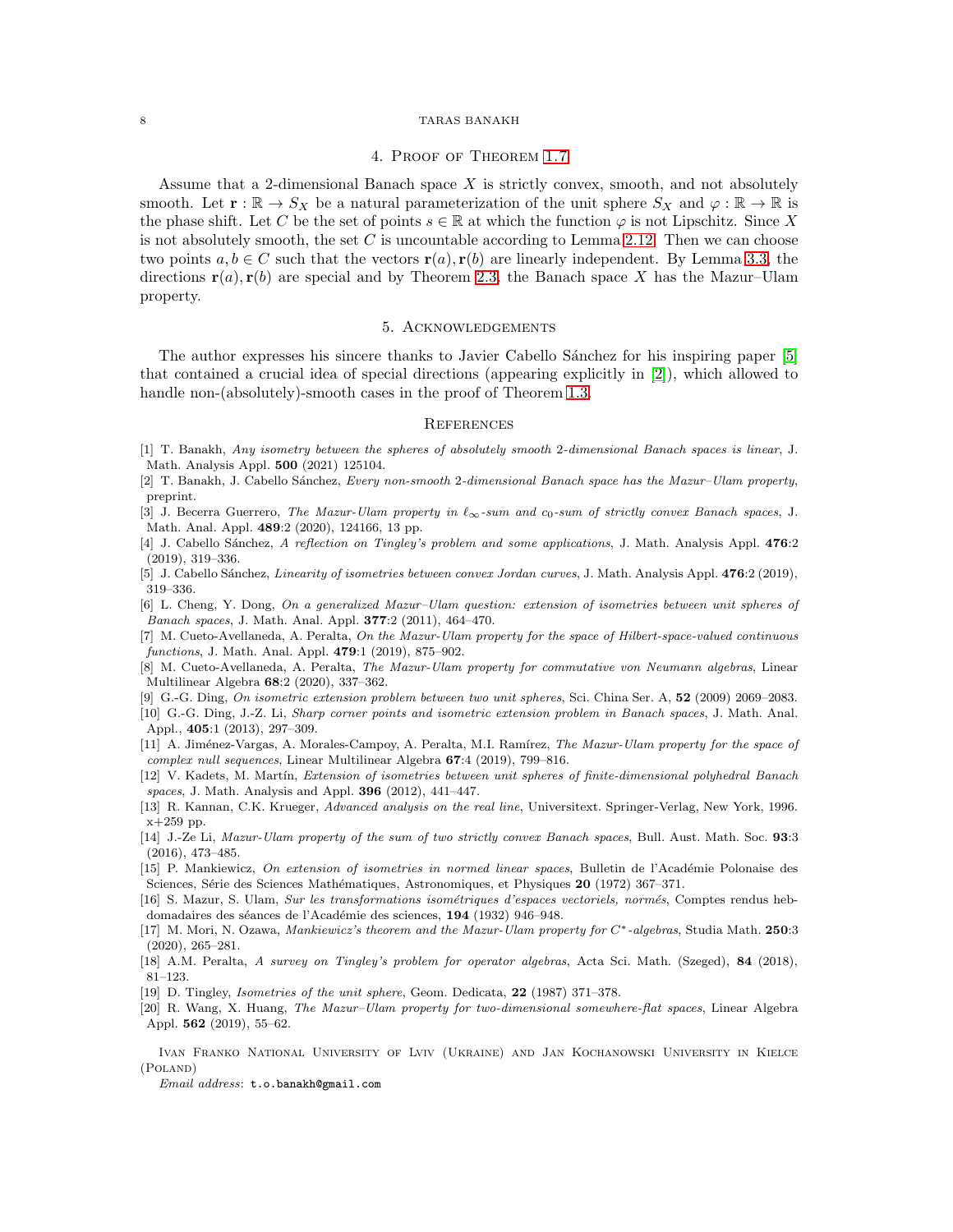## 4. Proof of Theorem 1.7

Assume that a 2-dimensional Banach space $X$ is strictly convex, smooth, and not absolutely smooth. Let $\mathbf{r} : \mathbb{R} \to S_X$ be a natural parameterization of the unit sphere $S_X$ and $\varphi : \mathbb{R} \to \mathbb{R}$ is the phase shift. Let $C$ be the set of points $s \in \mathbb{R}$ at which the function $\varphi$ is not Lipschitz. Since $X$ is not absolutely smooth, the set $C$ is uncountable according to Lemma 2.12. Then we can choose two points $a, b \in C$ such that the vectors $\mathbf{r}(a), \mathbf{r}(b)$ are linearly independent. By Lemma 3.3, the directions $\mathbf{r}(a), \mathbf{r}(b)$ are special and by Theorem 2.3, the Banach space $X$ has the Mazur–Ulam property.

## 5. Acknowledgements

The author expresses his sincere thanks to Javier Cabello Sánchez for his inspiring paper [5] that contained a crucial idea of special directions (appearing explicitly in [2]), which allowed to handle non-(absolutely)-smooth cases in the proof of Theorem 1.3.

## References

[1] T. Banakh, *Any isometry between the spheres of absolutely smooth 2-dimensional Banach spaces is linear*, J. Math. Analysis Appl. **500** (2021) 125104.

[2] T. Banakh, J. Cabello Sánchez, *Every non-smooth 2-dimensional Banach space has the Mazur–Ulam property*, preprint.

[3] J. Becerra Guerrero, *The Mazur-Ulam property in $\ell_\infty$-sum and $c_0$-sum of strictly convex Banach spaces*, J. Math. Anal. Appl. **489**:2 (2020), 124166, 13 pp.

[4] J. Cabello Sánchez, *A reflection on Tingley's problem and some applications*, J. Math. Analysis Appl. **476**:2 (2019), 319–336.

[5] J. Cabello Sánchez, *Linearity of isometries between convex Jordan curves*, J. Math. Analysis Appl. **476**:2 (2019), 319–336.

[6] L. Cheng, Y. Dong, *On a generalized Mazur–Ulam question: extension of isometries between unit spheres of Banach spaces*, J. Math. Anal. Appl. **377**:2 (2011), 464–470.

[7] M. Cueto-Avellaneda, A. Peralta, *On the Mazur-Ulam property for the space of Hilbert-space-valued continuous functions*, J. Math. Anal. Appl. **479**:1 (2019), 875–902.

[8] M. Cueto-Avellaneda, A. Peralta, *The Mazur-Ulam property for commutative von Neumann algebras*, Linear Multilinear Algebra **68**:2 (2020), 337–362.

[9] G.-G. Ding, *On isometric extension problem between two unit spheres*, Sci. China Ser. A, **52** (2009) 2069–2083.

[10] G.-G. Ding, J.-Z. Li, *Sharp corner points and isometric extension problem in Banach spaces*, J. Math. Anal. Appl., **405**:1 (2013), 297–309.

[11] A. Jiménez-Vargas, A. Morales-Campoy, A. Peralta, M.I. Ramírez, *The Mazur-Ulam property for the space of complex null sequences*, Linear Multilinear Algebra **67**:4 (2019), 799–816.

[12] V. Kadets, M. Martín, *Extension of isometries between unit spheres of finite-dimensional polyhedral Banach spaces*, J. Math. Analysis and Appl. **396** (2012), 441–447.

[13] R. Kannan, C.K. Krueger, *Advanced analysis on the real line*, Universitext. Springer-Verlag, New York, 1996. x+259 pp.

[14] J.-Ze Li, *Mazur-Ulam property of the sum of two strictly convex Banach spaces*, Bull. Aust. Math. Soc. **93**:3 (2016), 473–485.

[15] P. Mankiewicz, *On extension of isometries in normed linear spaces*, Bulletin de l'Académie Polonaise des Sciences, Série des Sciences Mathématiques, Astronomiques, et Physiques **20** (1972) 367–371.

[16] S. Mazur, S. Ulam, *Sur les transformations isométriques d'espaces vectoriels, normés*, Comptes rendus hebdomadaires des séances de l'Académie des sciences, **194** (1932) 946–948.

[17] M. Mori, N. Ozawa, *Mankiewicz's theorem and the Mazur-Ulam property for $C^*$-algebras*, Studia Math. **250**:3 (2020), 265–281.

[18] A.M. Peralta, *A survey on Tingley's problem for operator algebras*, Acta Sci. Math. (Szeged), **84** (2018), 81–123.

[19] D. Tingley, *Isometries of the unit sphere*, Geom. Dedicata, **22** (1987) 371–378.

[20] R. Wang, X. Huang, *The Mazur–Ulam property for two-dimensional somewhere-flat spaces*, Linear Algebra Appl. **562** (2019), 55–62.

Ivan Franko National University of Lviv (Ukraine) and Jan Kochanowski University in Kielce (Poland)

*Email address*: t.o.banakh@gmail.com